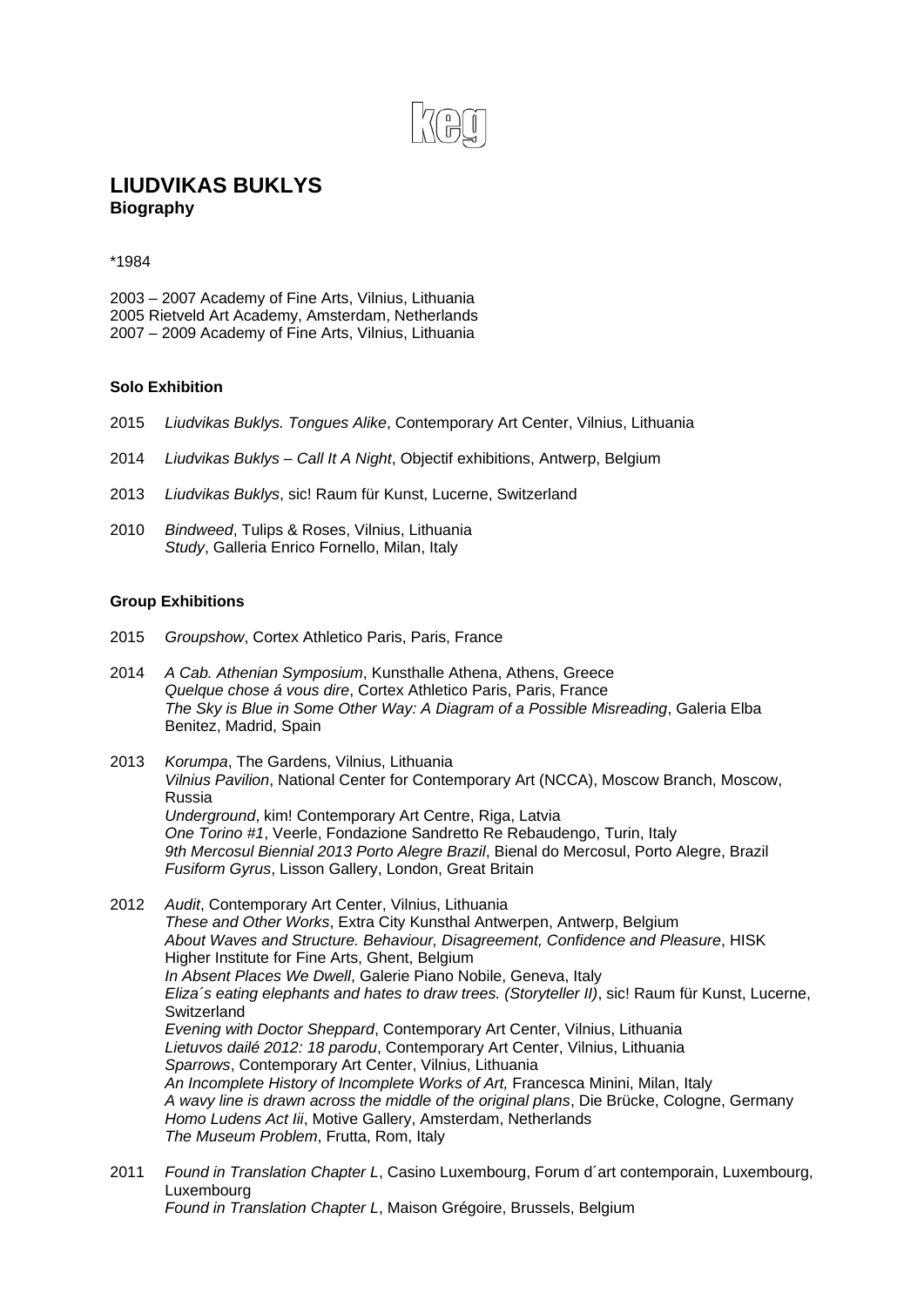keg

# LIUDVIKAS BUKLYS

**Biography**

*1984

2003 – 2007 Academy of Fine Arts, Vilnius, Lithuania
2005 Rietveld Art Academy, Amsterdam, Netherlands
2007 – 2009 Academy of Fine Arts, Vilnius, Lithuania

### Solo Exhibition

2015 *Liudvikas Buklys. Tongues Alike*, Contemporary Art Center, Vilnius, Lithuania

2014 *Liudvikas Buklys – Call It A Night*, Objectif exhibitions, Antwerp, Belgium

2013 *Liudvikas Buklys*, sic! Raum für Kunst, Lucerne, Switzerland

2010 *Bindweed*, Tulips & Roses, Vilnius, Lithuania
*Study*, Galleria Enrico Fornello, Milan, Italy

### Group Exhibitions

2015 *Groupshow*, Cortex Athletico Paris, Paris, France

2014 *A Cab. Athenian Symposium*, Kunsthalle Athena, Athens, Greece
*Quelque chose á vous dire*, Cortex Athletico Paris, Paris, France
*The Sky is Blue in Some Other Way: A Diagram of a Possible Misreading*, Galeria Elba Benitez, Madrid, Spain

2013 *Korumpa*, The Gardens, Vilnius, Lithuania
*Vilnius Pavilion*, National Center for Contemporary Art (NCCA), Moscow Branch, Moscow, Russia
*Underground*, kim! Contemporary Art Centre, Riga, Latvia
*One Torino #1*, Veerle, Fondazione Sandretto Re Rebaudengo, Turin, Italy
*9th Mercosul Biennial 2013 Porto Alegre Brazil*, Bienal do Mercosul, Porto Alegre, Brazil
*Fusiform Gyrus*, Lisson Gallery, London, Great Britain

2012 *Audit*, Contemporary Art Center, Vilnius, Lithuania
*These and Other Works*, Extra City Kunsthal Antwerpen, Antwerp, Belgium
*About Waves and Structure. Behaviour, Disagreement, Confidence and Pleasure*, HISK Higher Institute for Fine Arts, Ghent, Belgium
*In Absent Places We Dwell*, Galerie Piano Nobile, Geneva, Italy
*Eliza´s eating elephants and hates to draw trees. (Storyteller II)*, sic! Raum für Kunst, Lucerne, Switzerland
*Evening with Doctor Sheppard*, Contemporary Art Center, Vilnius, Lithuania
*Lietuvos dailé 2012: 18 parodu*, Contemporary Art Center, Vilnius, Lithuania
*Sparrows*, Contemporary Art Center, Vilnius, Lithuania
*An Incomplete History of Incomplete Works of Art,* Francesca Minini, Milan, Italy
*A wavy line is drawn across the middle of the original plans*, Die Brücke, Cologne, Germany
*Homo Ludens Act Iii*, Motive Gallery, Amsterdam, Netherlands
*The Museum Problem*, Frutta, Rom, Italy

2011 *Found in Translation Chapter L*, Casino Luxembourg, Forum d´art contemporain, Luxembourg, Luxembourg
*Found in Translation Chapter L*, Maison Grégoire, Brussels, Belgium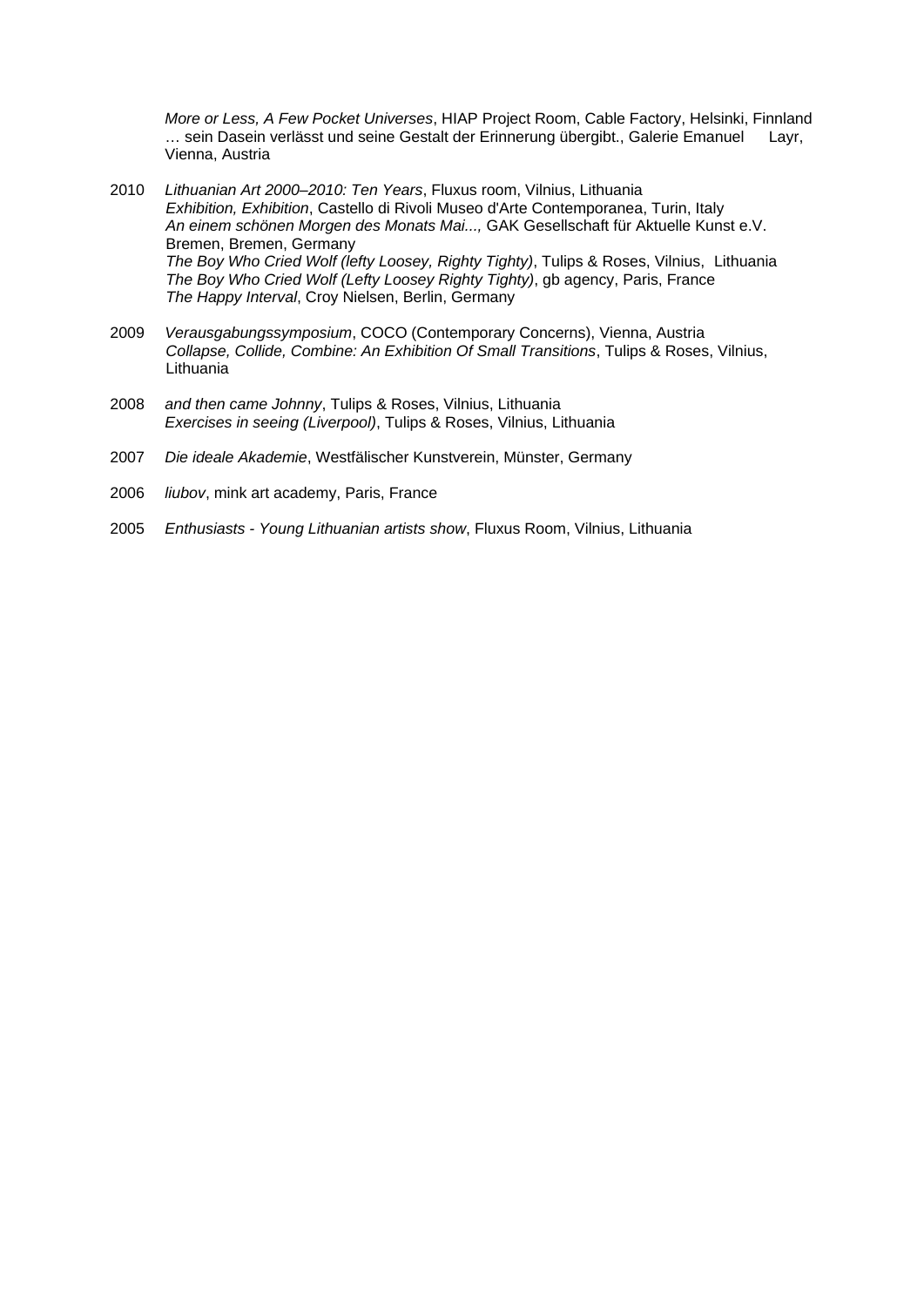*More or Less, A Few Pocket Universes*, HIAP Project Room, Cable Factory, Helsinki, Finnland
… sein Dasein verlässt und seine Gestalt der Erinnerung übergibt., Galerie Emanuel Layr, Vienna, Austria

2010 *Lithuanian Art 2000–2010: Ten Years*, Fluxus room, Vilnius, Lithuania
*Exhibition, Exhibition*, Castello di Rivoli Museo d'Arte Contemporanea, Turin, Italy
*An einem schönen Morgen des Monats Mai...,* GAK Gesellschaft für Aktuelle Kunst e.V. Bremen, Bremen, Germany
*The Boy Who Cried Wolf (lefty Loosey, Righty Tighty)*, Tulips & Roses, Vilnius, Lithuania
*The Boy Who Cried Wolf (Lefty Loosey Righty Tighty)*, gb agency, Paris, France
*The Happy Interval*, Croy Nielsen, Berlin, Germany

2009 *Verausgabungssymposium*, COCO (Contemporary Concerns), Vienna, Austria
*Collapse, Collide, Combine: An Exhibition Of Small Transitions*, Tulips & Roses, Vilnius, Lithuania

2008 *and then came Johnny*, Tulips & Roses, Vilnius, Lithuania
*Exercises in seeing (Liverpool)*, Tulips & Roses, Vilnius, Lithuania

2007 *Die ideale Akademie*, Westfälischer Kunstverein, Münster, Germany

2006 *liubov*, mink art academy, Paris, France

2005 *Enthusiasts - Young Lithuanian artists show*, Fluxus Room, Vilnius, Lithuania